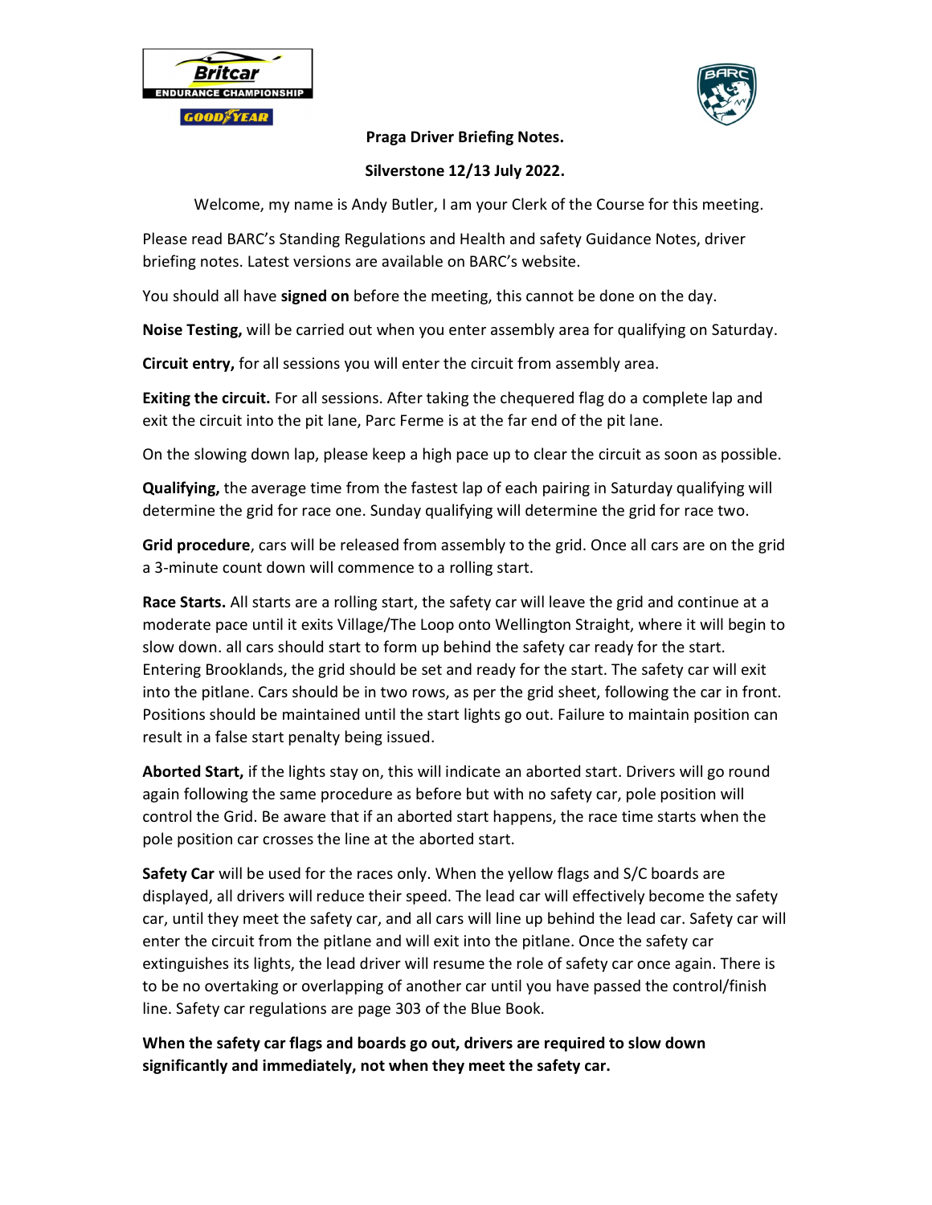**Praga Driver Briefing Notes.**

**Silverstone 12/13 July 2022.**

Welcome, my name is Andy Butler, I am your Clerk of the Course for this meeting.

Please read BARC's Standing Regulations and Health and safety Guidance Notes, driver briefing notes. Latest versions are available on BARC's website.

You should all have **signed on** before the meeting, this cannot be done on the day.

**Noise Testing,** will be carried out when you enter assembly area for qualifying on Saturday.

**Circuit entry,** for all sessions you will enter the circuit from assembly area.

**Exiting the circuit.** For all sessions. After taking the chequered flag do a complete lap and exit the circuit into the pit lane, Parc Ferme is at the far end of the pit lane.

On the slowing down lap, please keep a high pace up to clear the circuit as soon as possible.

**Qualifying,** the average time from the fastest lap of each pairing in Saturday qualifying will determine the grid for race one. Sunday qualifying will determine the grid for race two.

**Grid procedure**, cars will be released from assembly to the grid. Once all cars are on the grid a 3-minute count down will commence to a rolling start.

**Race Starts.** All starts are a rolling start, the safety car will leave the grid and continue at a moderate pace until it exits Village/The Loop onto Wellington Straight, where it will begin to slow down. all cars should start to form up behind the safety car ready for the start. Entering Brooklands, the grid should be set and ready for the start. The safety car will exit into the pitlane. Cars should be in two rows, as per the grid sheet, following the car in front. Positions should be maintained until the start lights go out. Failure to maintain position can result in a false start penalty being issued.

**Aborted Start,** if the lights stay on, this will indicate an aborted start. Drivers will go round again following the same procedure as before but with no safety car, pole position will control the Grid. Be aware that if an aborted start happens, the race time starts when the pole position car crosses the line at the aborted start.

**Safety Car** will be used for the races only. When the yellow flags and S/C boards are displayed, all drivers will reduce their speed. The lead car will effectively become the safety car, until they meet the safety car, and all cars will line up behind the lead car. Safety car will enter the circuit from the pitlane and will exit into the pitlane. Once the safety car extinguishes its lights, the lead driver will resume the role of safety car once again. There is to be no overtaking or overlapping of another car until you have passed the control/finish line. Safety car regulations are page 303 of the Blue Book.

**When the safety car flags and boards go out, drivers are required to slow down significantly and immediately, not when they meet the safety car.**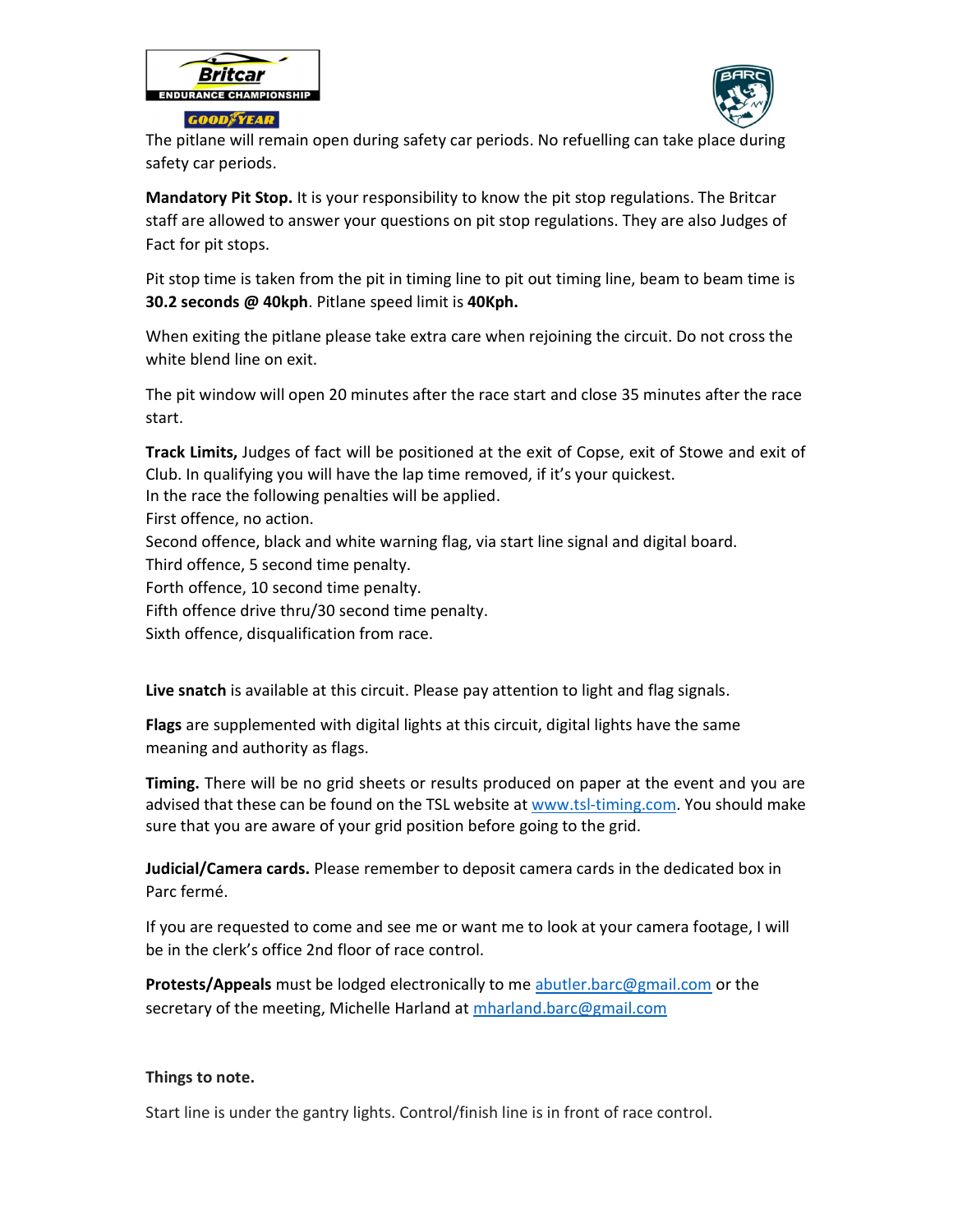The pitlane will remain open during safety car periods. No refuelling can take place during safety car periods.

**Mandatory Pit Stop.** It is your responsibility to know the pit stop regulations. The Britcar staff are allowed to answer your questions on pit stop regulations. They are also Judges of Fact for pit stops.

Pit stop time is taken from the pit in timing line to pit out timing line, beam to beam time is **30.2 seconds @ 40kph**. Pitlane speed limit is **40Kph.**

When exiting the pitlane please take extra care when rejoining the circuit. Do not cross the white blend line on exit.

The pit window will open 20 minutes after the race start and close 35 minutes after the race start.

**Track Limits,** Judges of fact will be positioned at the exit of Copse, exit of Stowe and exit of Club. In qualifying you will have the lap time removed, if it's your quickest.
In the race the following penalties will be applied.
First offence, no action.
Second offence, black and white warning flag, via start line signal and digital board.
Third offence, 5 second time penalty.
Forth offence, 10 second time penalty.
Fifth offence drive thru/30 second time penalty.
Sixth offence, disqualification from race.

**Live snatch** is available at this circuit. Please pay attention to light and flag signals.

**Flags** are supplemented with digital lights at this circuit, digital lights have the same meaning and authority as flags.

**Timing.** There will be no grid sheets or results produced on paper at the event and you are advised that these can be found on the TSL website at www.tsl-timing.com. You should make sure that you are aware of your grid position before going to the grid.

**Judicial/Camera cards.** Please remember to deposit camera cards in the dedicated box in Parc fermé.

If you are requested to come and see me or want me to look at your camera footage, I will be in the clerk's office 2nd floor of race control.

**Protests/Appeals** must be lodged electronically to me abutler.barc@gmail.com or the secretary of the meeting, Michelle Harland at mharland.barc@gmail.com

**Things to note.**

Start line is under the gantry lights. Control/finish line is in front of race control.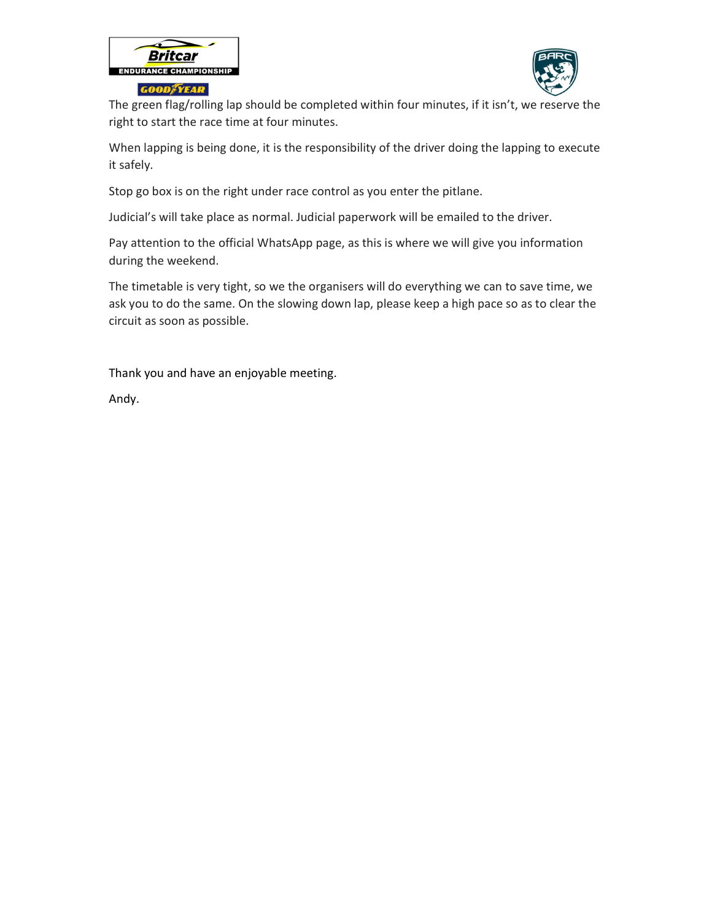The green flag/rolling lap should be completed within four minutes, if it isn't, we reserve the right to start the race time at four minutes.

When lapping is being done, it is the responsibility of the driver doing the lapping to execute it safely.

Stop go box is on the right under race control as you enter the pitlane.

Judicial's will take place as normal. Judicial paperwork will be emailed to the driver.

Pay attention to the official WhatsApp page, as this is where we will give you information during the weekend.

The timetable is very tight, so we the organisers will do everything we can to save time, we ask you to do the same. On the slowing down lap, please keep a high pace so as to clear the circuit as soon as possible.

Thank you and have an enjoyable meeting.

Andy.